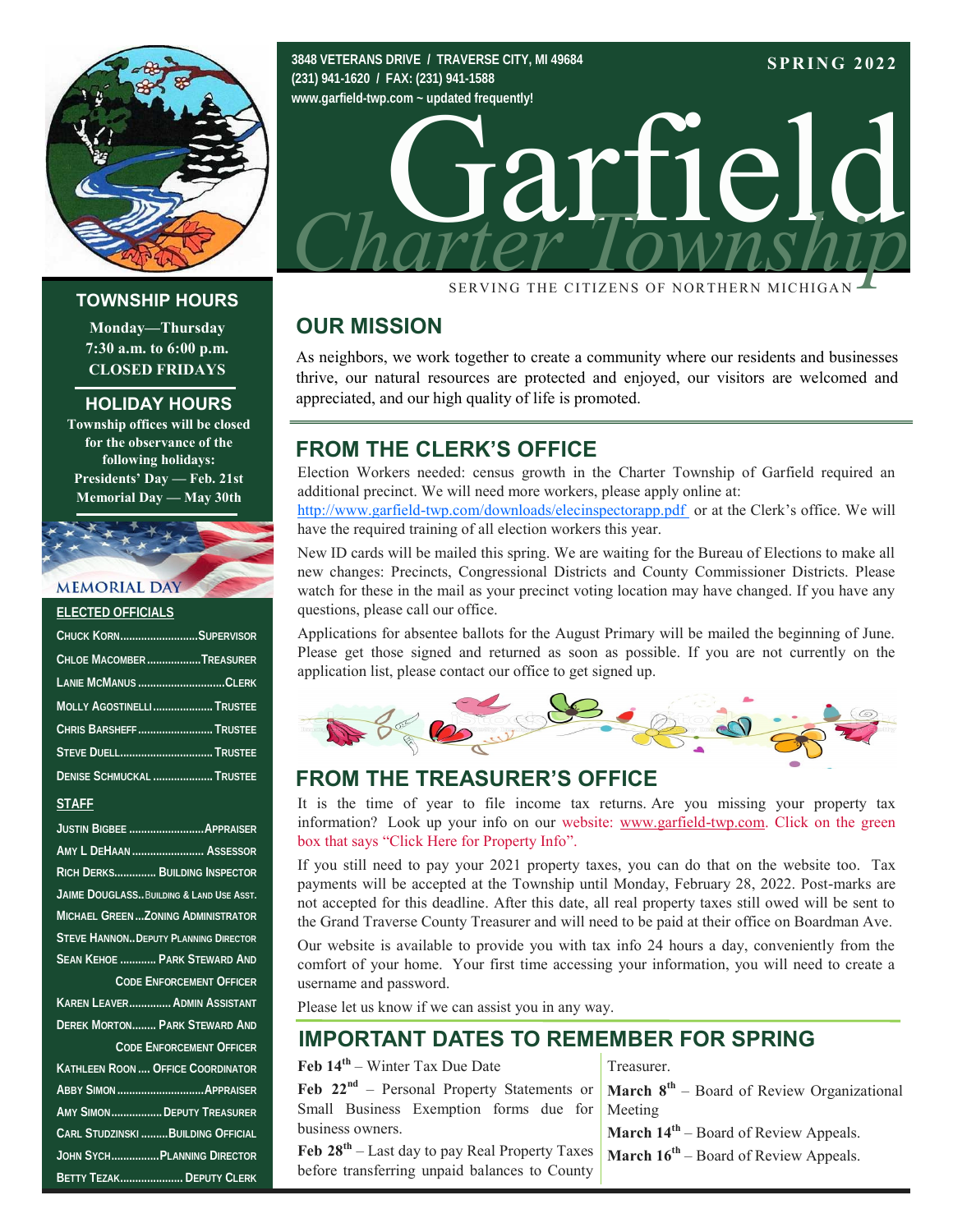3848 VETERANS DRIVE / TRAVERSE CITY, MI 49684
(231) 941-1620 / FAX: (231) 941-1588
www.garfield-twp.com ~ updated frequently!

SPRING 2022

# Garfield Charter Township

SERVING THE CITIZENS OF NORTHERN MICHIGAN

## OUR MISSION

As neighbors, we work together to create a community where our residents and businesses thrive, our natural resources are protected and enjoyed, our visitors are welcomed and appreciated, and our high quality of life is promoted.

## FROM THE CLERK'S OFFICE

Election Workers needed: census growth in the Charter Township of Garfield required an additional precinct. We will need more workers, please apply online at: http://www.garfield-twp.com/downloads/elecinspectorapp.pdf or at the Clerk's office. We will have the required training of all election workers this year.

New ID cards will be mailed this spring. We are waiting for the Bureau of Elections to make all new changes: Precincts, Congressional Districts and County Commissioner Districts. Please watch for these in the mail as your precinct voting location may have changed. If you have any questions, please call our office.

Applications for absentee ballots for the August Primary will be mailed the beginning of June. Please get those signed and returned as soon as possible. If you are not currently on the application list, please contact our office to get signed up.

## FROM THE TREASURER'S OFFICE

It is the time of year to file income tax returns. Are you missing your property tax information? Look up your info on our website: www.garfield-twp.com. Click on the green box that says "Click Here for Property Info".

If you still need to pay your 2021 property taxes, you can do that on the website too. Tax payments will be accepted at the Township until Monday, February 28, 2022. Post-marks are not accepted for this deadline. After this date, all real property taxes still owed will be sent to the Grand Traverse County Treasurer and will need to be paid at their office on Boardman Ave.

Our website is available to provide you with tax info 24 hours a day, conveniently from the comfort of your home. Your first time accessing your information, you will need to create a username and password.

Please let us know if we can assist you in any way.

## IMPORTANT DATES TO REMEMBER FOR SPRING

**Feb 14th** – Winter Tax Due Date

**Feb 22nd** – Personal Property Statements or Small Business Exemption forms due for business owners.

**Feb 28th** – Last day to pay Real Property Taxes before transferring unpaid balances to County Treasurer.

**March 8th** – Board of Review Organizational Meeting

**March 14th** – Board of Review Appeals.

**March 16th** – Board of Review Appeals.

## TOWNSHIP HOURS

**Monday—Thursday**
**7:30 a.m. to 6:00 p.m.**
**CLOSED FRIDAYS**

## HOLIDAY HOURS

**Township offices will be closed for the observance of the following holidays:**
**Presidents' Day — Feb. 21st**
**Memorial Day — May 30th**

MEMORIAL DAY

### ELECTED OFFICIALS

- Chuck Korn .......... Supervisor
- Chloe Macomber .......... Treasurer
- Lanie McManus .......... Clerk
- Molly Agostinelli .......... Trustee
- Chris Barsheff .......... Trustee
- Steve Duell .......... Trustee
- Denise Schmuckal .......... Trustee

### STAFF

- Justin Bigbee .......... Appraiser
- Amy L DeHaan .......... Assessor
- Rich Derks .......... Building Inspector
- Jaime Douglass .......... Building & Land Use Asst.
- Michael Green .......... Zoning Administrator
- Steve Hannon .......... Deputy Planning Director
- Sean Kehoe .......... Park Steward And Code Enforcement Officer
- Karen Leaver .......... Admin Assistant
- Derek Morton .......... Park Steward And Code Enforcement Officer
- Kathleen Roon .......... Office Coordinator
- Abby Simon .......... Appraiser
- Amy Simon .......... Deputy Treasurer
- Carl Studzinski .......... Building Official
- John Sych .......... Planning Director
- Betty Tezak .......... Deputy Clerk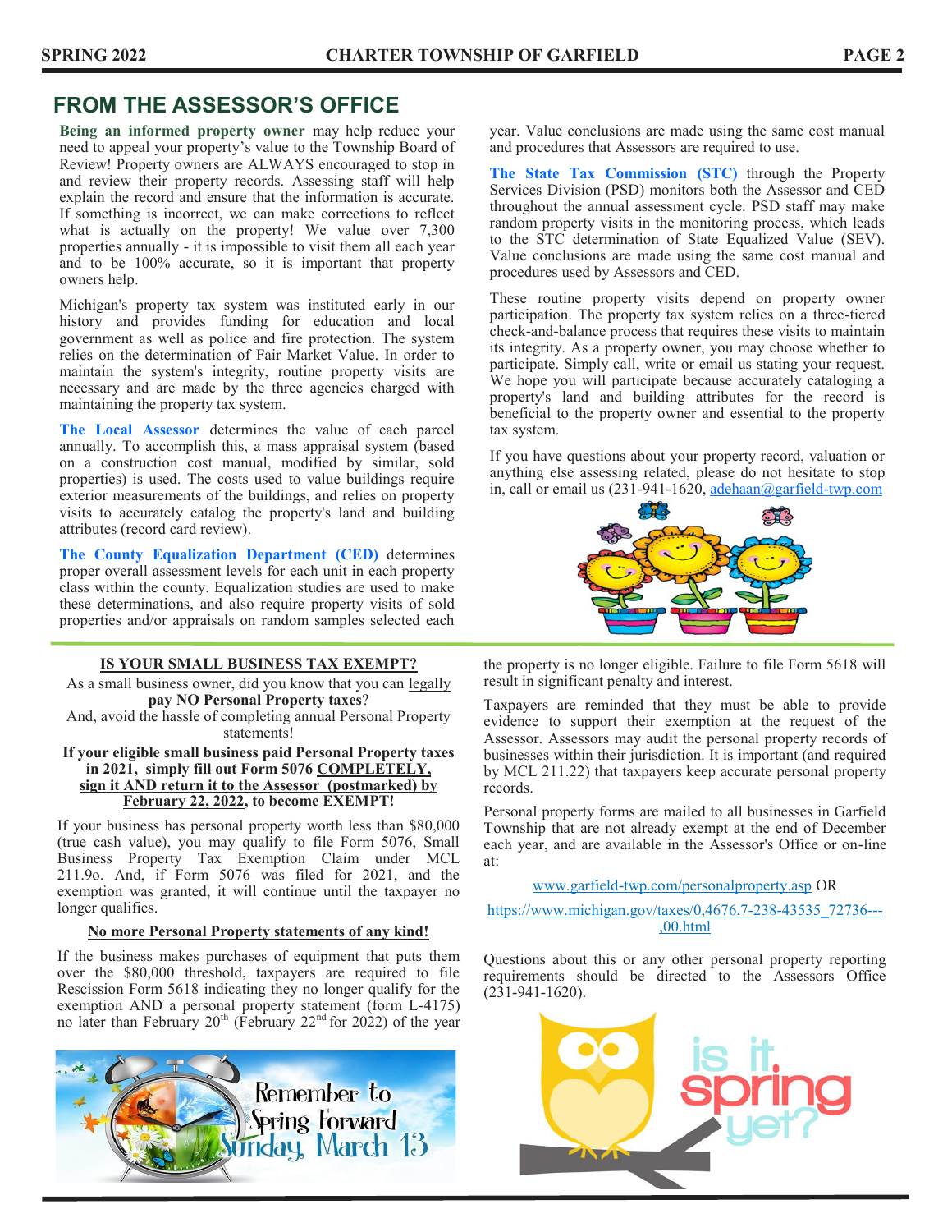## FROM THE ASSESSOR'S OFFICE

**Being an informed property owner** may help reduce your need to appeal your property's value to the Township Board of Review! Property owners are ALWAYS encouraged to stop in and review their property records. Assessing staff will help explain the record and ensure that the information is accurate. If something is incorrect, we can make corrections to reflect what is actually on the property! We value over 7,300 properties annually - it is impossible to visit them all each year and to be 100% accurate, so it is important that property owners help.

Michigan's property tax system was instituted early in our history and provides funding for education and local government as well as police and fire protection. The system relies on the determination of Fair Market Value. In order to maintain the system's integrity, routine property visits are necessary and are made by the three agencies charged with maintaining the property tax system.

**The Local Assessor** determines the value of each parcel annually. To accomplish this, a mass appraisal system (based on a construction cost manual, modified by similar, sold properties) is used. The costs used to value buildings require exterior measurements of the buildings, and relies on property visits to accurately catalog the property's land and building attributes (record card review).

**The County Equalization Department (CED)** determines proper overall assessment levels for each unit in each property class within the county. Equalization studies are used to make these determinations, and also require property visits of sold properties and/or appraisals on random samples selected each year. Value conclusions are made using the same cost manual and procedures that Assessors are required to use.

**The State Tax Commission (STC)** through the Property Services Division (PSD) monitors both the Assessor and CED throughout the annual assessment cycle. PSD staff may make random property visits in the monitoring process, which leads to the STC determination of State Equalized Value (SEV). Value conclusions are made using the same cost manual and procedures used by Assessors and CED.

These routine property visits depend on property owner participation. The property tax system relies on a three-tiered check-and-balance process that requires these visits to maintain its integrity. As a property owner, you may choose whether to participate. Simply call, write or email us stating your request. We hope you will participate because accurately cataloging a property's land and building attributes for the record is beneficial to the property owner and essential to the property tax system.

If you have questions about your property record, valuation or anything else assessing related, please do not hesitate to stop in, call or email us (231-941-1620, adehaan@garfield-twp.com

### IS YOUR SMALL BUSINESS TAX EXEMPT?

As a small business owner, did you know that you can legally **pay NO Personal Property taxes**?

And, avoid the hassle of completing annual Personal Property statements!

**If your eligible small business paid Personal Property taxes in 2021, simply fill out Form 5076 COMPLETELY, sign it AND return it to the Assessor (postmarked) by February 22, 2022, to become EXEMPT!**

If your business has personal property worth less than $80,000 (true cash value), you may qualify to file Form 5076, Small Business Property Tax Exemption Claim under MCL 211.9o. And, if Form 5076 was filed for 2021, and the exemption was granted, it will continue until the taxpayer no longer qualifies.

**No more Personal Property statements of any kind!**

If the business makes purchases of equipment that puts them over the $80,000 threshold, taxpayers are required to file Rescission Form 5618 indicating they no longer qualify for the exemption AND a personal property statement (form L-4175) no later than February 20th (February 22nd for 2022) of the year the property is no longer eligible. Failure to file Form 5618 will result in significant penalty and interest.

Taxpayers are reminded that they must be able to provide evidence to support their exemption at the request of the Assessor. Assessors may audit the personal property records of businesses within their jurisdiction. It is important (and required by MCL 211.22) that taxpayers keep accurate personal property records.

Personal property forms are mailed to all businesses in Garfield Township that are not already exempt at the end of December each year, and are available in the Assessor's Office or on-line at:

www.garfield-twp.com/personalproperty.asp OR

https://www.michigan.gov/taxes/0,4676,7-238-43535_72736---,00.html

Questions about this or any other personal property reporting requirements should be directed to the Assessors Office (231-941-1620).

Remember to Spring Forward Sunday, March 13

is it spring yet?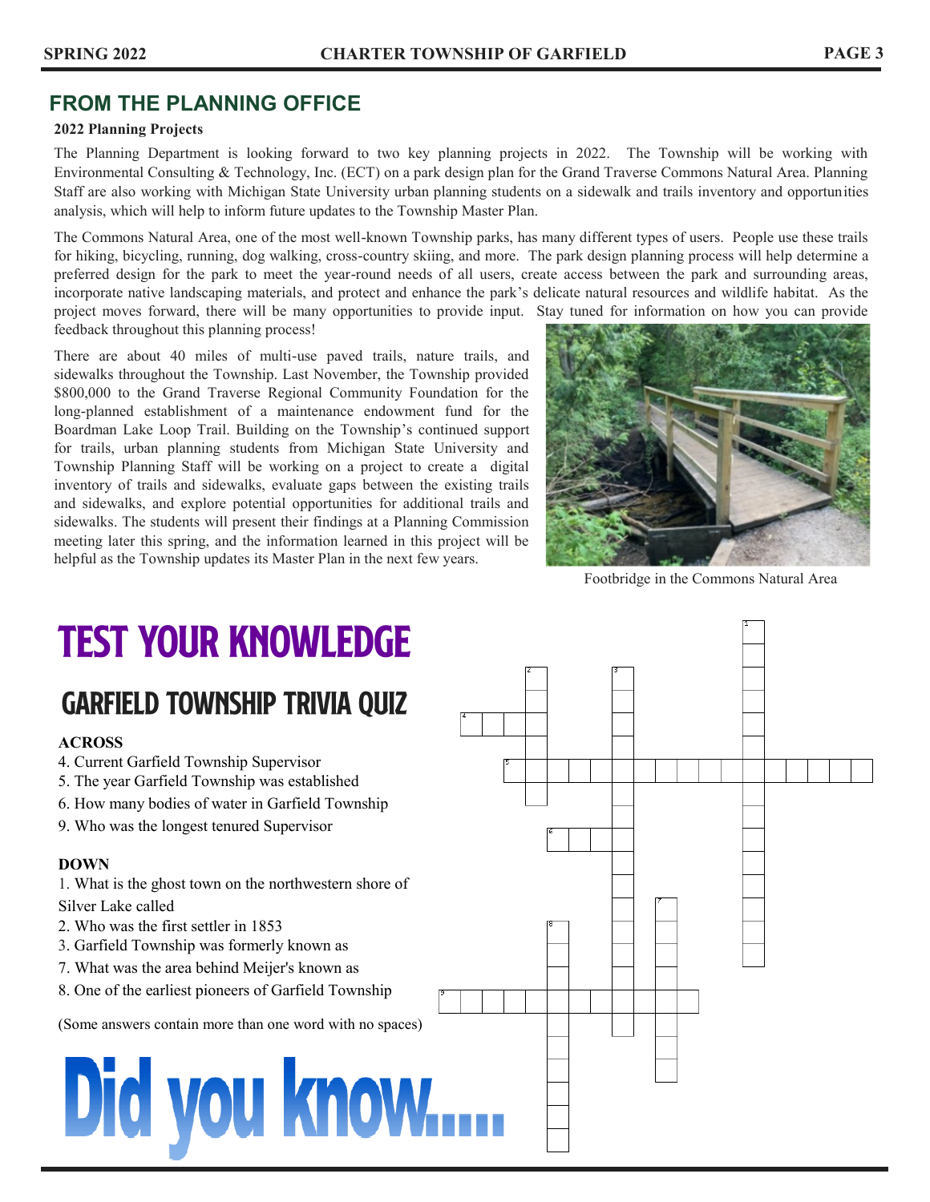## FROM THE PLANNING OFFICE

**2022 Planning Projects**

The Planning Department is looking forward to two key planning projects in 2022. The Township will be working with Environmental Consulting & Technology, Inc. (ECT) on a park design plan for the Grand Traverse Commons Natural Area. Planning Staff are also working with Michigan State University urban planning students on a sidewalk and trails inventory and opportunities analysis, which will help to inform future updates to the Township Master Plan.

The Commons Natural Area, one of the most well-known Township parks, has many different types of users. People use these trails for hiking, bicycling, running, dog walking, cross-country skiing, and more. The park design planning process will help determine a preferred design for the park to meet the year-round needs of all users, create access between the park and surrounding areas, incorporate native landscaping materials, and protect and enhance the park's delicate natural resources and wildlife habitat. As the project moves forward, there will be many opportunities to provide input. Stay tuned for information on how you can provide feedback throughout this planning process!

There are about 40 miles of multi-use paved trails, nature trails, and sidewalks throughout the Township. Last November, the Township provided $800,000 to the Grand Traverse Regional Community Foundation for the long-planned establishment of a maintenance endowment fund for the Boardman Lake Loop Trail. Building on the Township's continued support for trails, urban planning students from Michigan State University and Township Planning Staff will be working on a project to create a digital inventory of trails and sidewalks, evaluate gaps between the existing trails and sidewalks, and explore potential opportunities for additional trails and sidewalks. The students will present their findings at a Planning Commission meeting later this spring, and the information learned in this project will be helpful as the Township updates its Master Plan in the next few years.

Footbridge in the Commons Natural Area

# TEST YOUR KNOWLEDGE

## GARFIELD TOWNSHIP TRIVIA QUIZ

**ACROSS**

4. Current Garfield Township Supervisor
5. The year Garfield Township was established
6. How many bodies of water in Garfield Township
9. Who was the longest tenured Supervisor

**DOWN**

1. What is the ghost town on the northwestern shore of Silver Lake called
2. Who was the first settler in 1853
3. Garfield Township was formerly known as
7. What was the area behind Meijer's known as
8. One of the earliest pioneers of Garfield Township

(Some answers contain more than one word with no spaces)

# Did you know....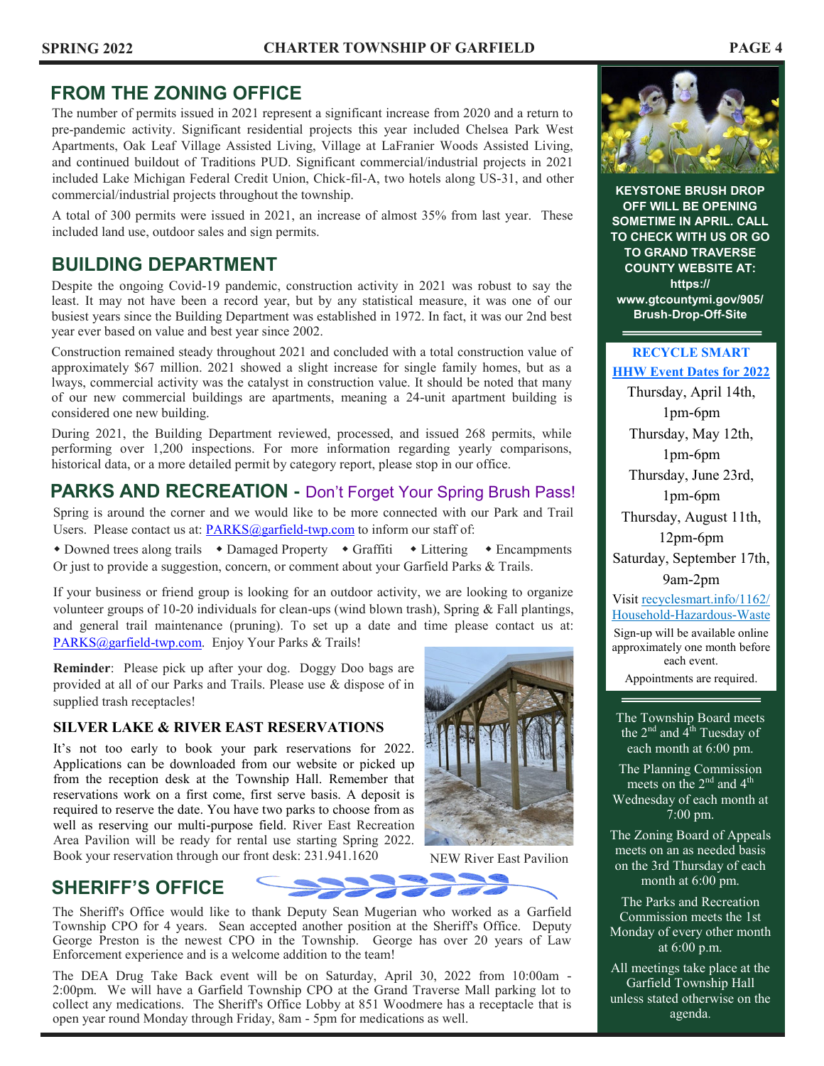## FROM THE ZONING OFFICE

The number of permits issued in 2021 represent a significant increase from 2020 and a return to pre-pandemic activity. Significant residential projects this year included Chelsea Park West Apartments, Oak Leaf Village Assisted Living, Village at LaFranier Woods Assisted Living, and continued buildout of Traditions PUD. Significant commercial/industrial projects in 2021 included Lake Michigan Federal Credit Union, Chick-fil-A, two hotels along US-31, and other commercial/industrial projects throughout the township.

A total of 300 permits were issued in 2021, an increase of almost 35% from last year. These included land use, outdoor sales and sign permits.

## BUILDING DEPARTMENT

Despite the ongoing Covid-19 pandemic, construction activity in 2021 was robust to say the least. It may not have been a record year, but by any statistical measure, it was one of our busiest years since the Building Department was established in 1972. In fact, it was our 2nd best year ever based on value and best year since 2002.

Construction remained steady throughout 2021 and concluded with a total construction value of approximately $67 million. 2021 showed a slight increase for single family homes, but as a lways, commercial activity was the catalyst in construction value. It should be noted that many of our new commercial buildings are apartments, meaning a 24-unit apartment building is considered one new building.

During 2021, the Building Department reviewed, processed, and issued 268 permits, while performing over 1,200 inspections. For more information regarding yearly comparisons, historical data, or a more detailed permit by category report, please stop in our office.

## PARKS AND RECREATION - Don't Forget Your Spring Brush Pass!

Spring is around the corner and we would like to be more connected with our Park and Trail Users. Please contact us at: PARKS@garfield-twp.com to inform our staff of:

- Downed trees along trails
- Damaged Property
- Graffiti
- Littering
- Encampments

Or just to provide a suggestion, concern, or comment about your Garfield Parks & Trails.

If your business or friend group is looking for an outdoor activity, we are looking to organize volunteer groups of 10-20 individuals for clean-ups (wind blown trash), Spring & Fall plantings, and general trail maintenance (pruning). To set up a date and time please contact us at: PARKS@garfield-twp.com. Enjoy Your Parks & Trails!

**Reminder**: Please pick up after your dog. Doggy Doo bags are provided at all of our Parks and Trails. Please use & dispose of in supplied trash receptacles!

### SILVER LAKE & RIVER EAST RESERVATIONS

It's not too early to book your park reservations for 2022. Applications can be downloaded from our website or picked up from the reception desk at the Township Hall. Remember that reservations work on a first come, first serve basis. A deposit is required to reserve the date. You have two parks to choose from as well as reserving our multi-purpose field. River East Recreation Area Pavilion will be ready for rental use starting Spring 2022. Book your reservation through our front desk: 231.941.1620

NEW River East Pavilion

## SHERIFF'S OFFICE

The Sheriff's Office would like to thank Deputy Sean Mugerian who worked as a Garfield Township CPO for 4 years. Sean accepted another position at the Sheriff's Office. Deputy George Preston is the newest CPO in the Township. George has over 20 years of Law Enforcement experience and is a welcome addition to the team!

The DEA Drug Take Back event will be on Saturday, April 30, 2022 from 10:00am - 2:00pm. We will have a Garfield Township CPO at the Grand Traverse Mall parking lot to collect any medications. The Sheriff's Office Lobby at 851 Woodmere has a receptacle that is open year round Monday through Friday, 8am - 5pm for medications as well.

**KEYSTONE BRUSH DROP OFF WILL BE OPENING SOMETIME IN APRIL. CALL TO CHECK WITH US OR GO TO GRAND TRAVERSE COUNTY WEBSITE AT: https://www.gtcountymi.gov/905/Brush-Drop-Off-Site**

**RECYCLE SMART**

**HHW Event Dates for 2022**

Thursday, April 14th, 1pm-6pm

Thursday, May 12th, 1pm-6pm

Thursday, June 23rd, 1pm-6pm

Thursday, August 11th, 12pm-6pm

Saturday, September 17th, 9am-2pm

Visit recyclesmart.info/1162/Household-Hazardous-Waste

Sign-up will be available online approximately one month before each event.

Appointments are required.

The Township Board meets the 2nd and 4th Tuesday of each month at 6:00 pm.

The Planning Commission meets on the 2nd and 4th Wednesday of each month at 7:00 pm.

The Zoning Board of Appeals meets on an as needed basis on the 3rd Thursday of each month at 6:00 pm.

The Parks and Recreation Commission meets the 1st Monday of every other month at 6:00 p.m.

All meetings take place at the Garfield Township Hall unless stated otherwise on the agenda.